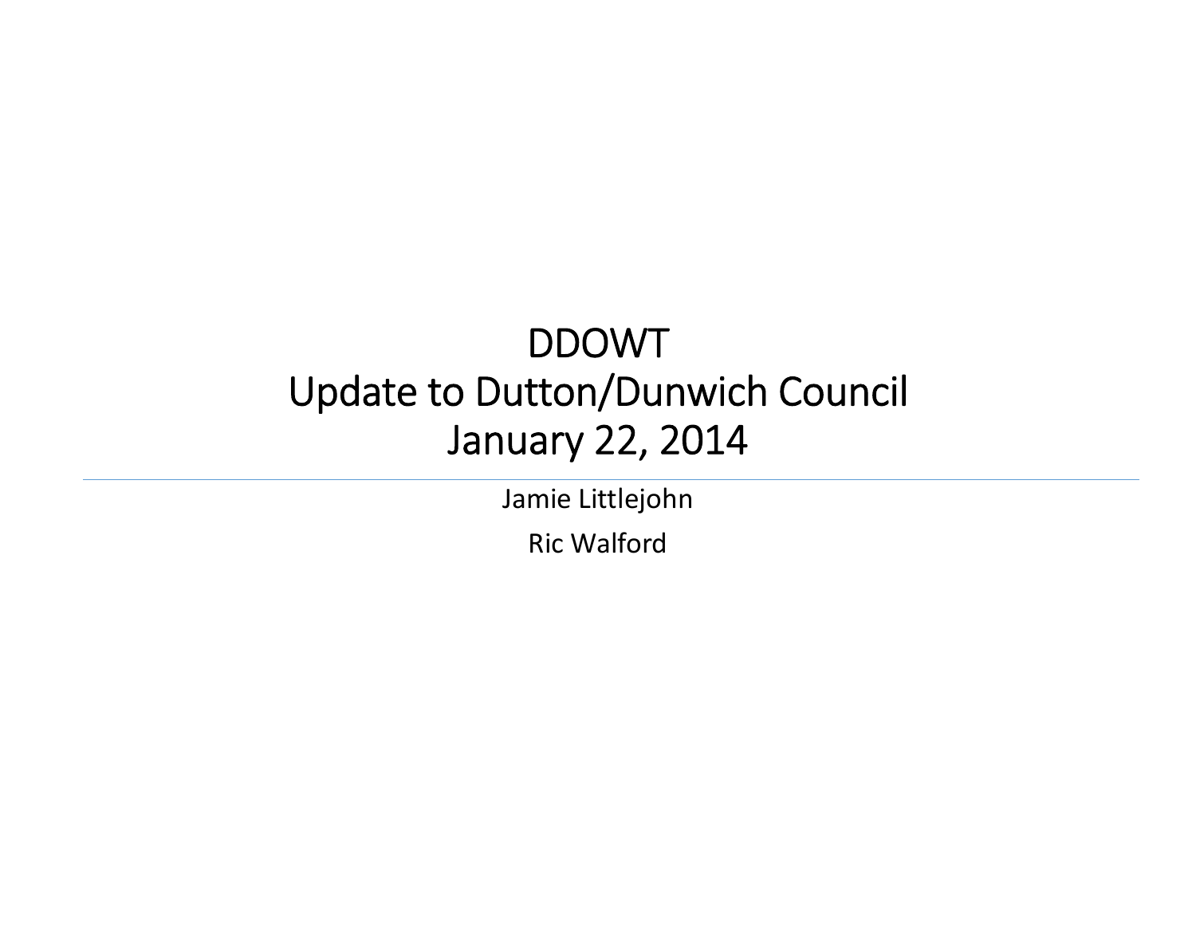# DDOWT
# Update to Dutton/Dunwich Council
# January 22, 2014

Jamie Littlejohn

Ric Walford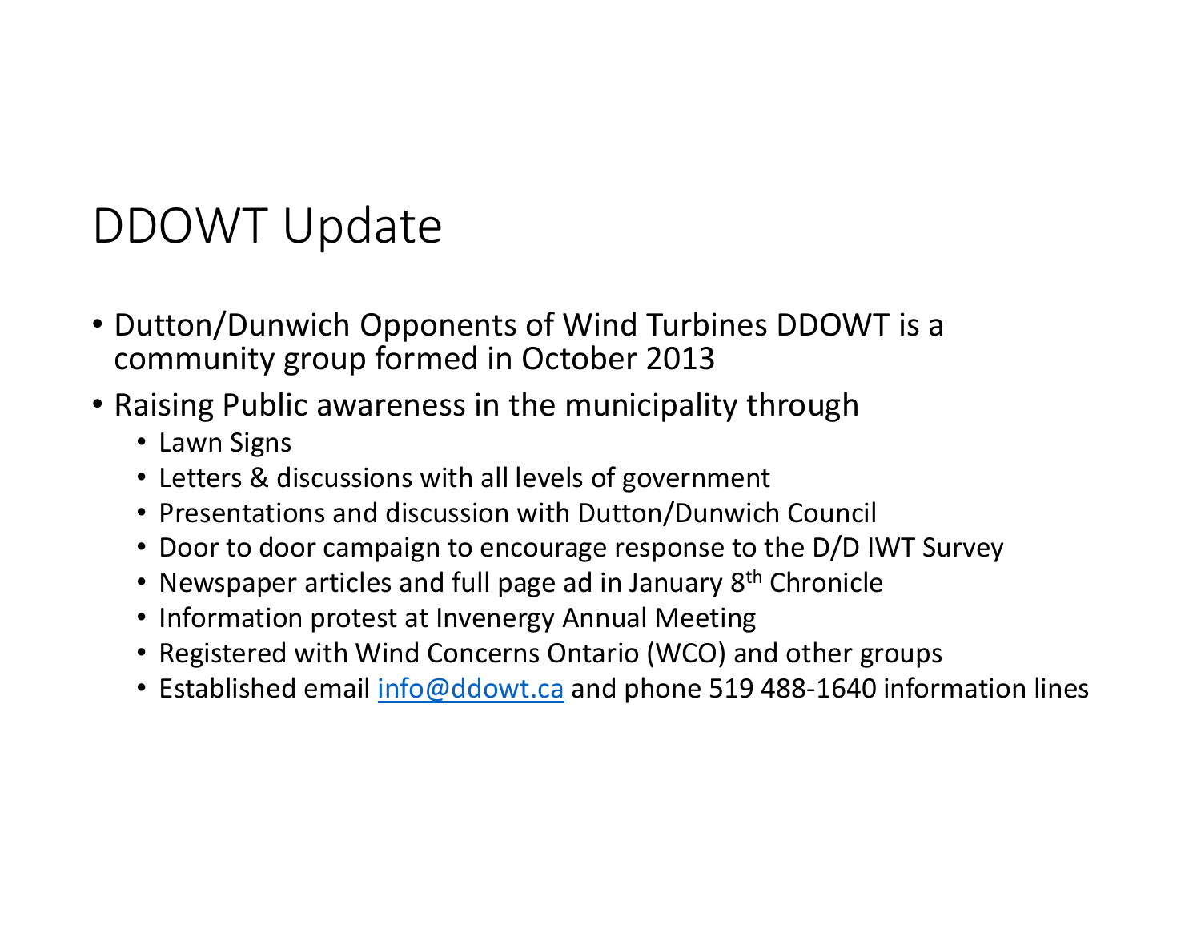# DDOWT Update

- Dutton/Dunwich Opponents of Wind Turbines DDOWT is a community group formed in October 2013
- Raising Public awareness in the municipality through
  - Lawn Signs
  - Letters & discussions with all levels of government
  - Presentations and discussion with Dutton/Dunwich Council
  - Door to door campaign to encourage response to the D/D IWT Survey
  - Newspaper articles and full page ad in January 8th Chronicle
  - Information protest at Invenergy Annual Meeting
  - Registered with Wind Concerns Ontario (WCO) and other groups
  - Established email info@ddowt.ca and phone 519 488-1640 information lines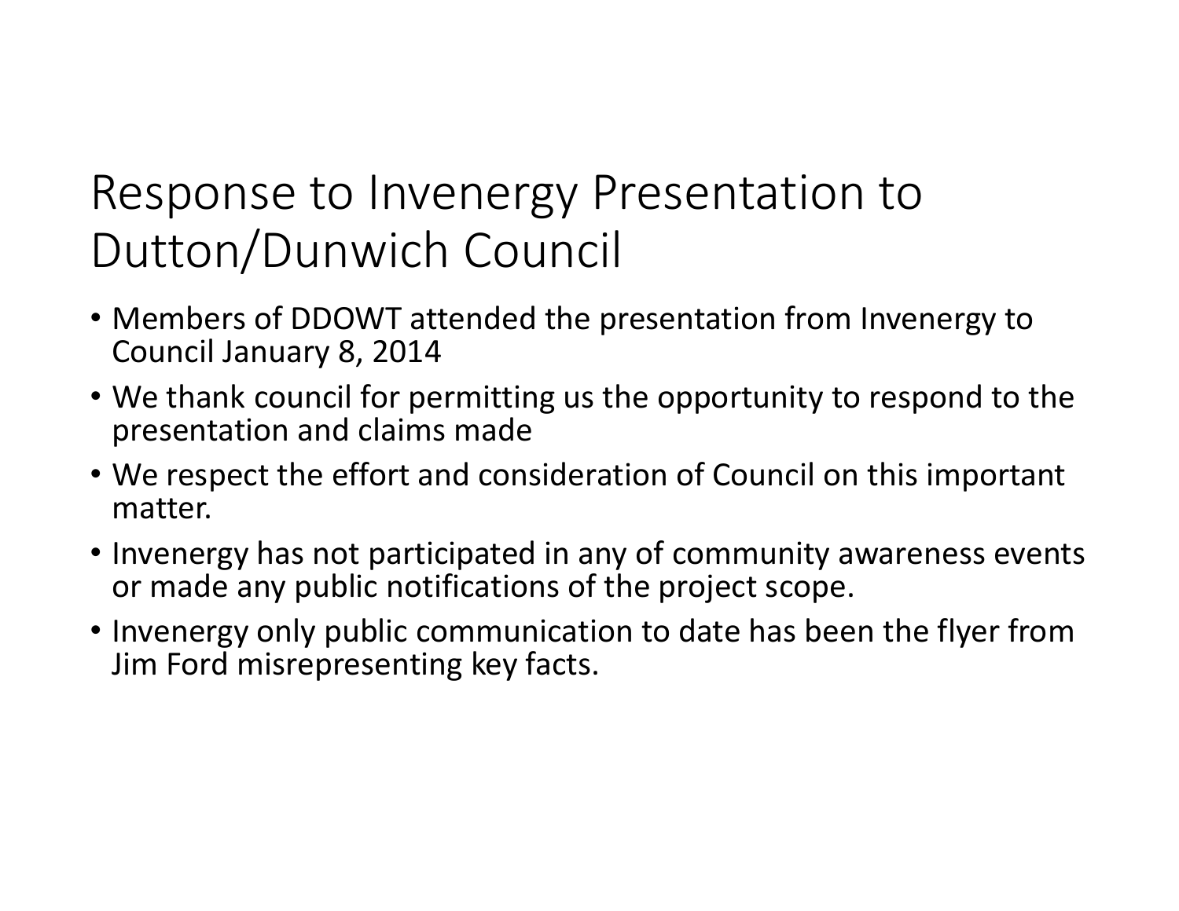# Response to Invenergy Presentation to Dutton/Dunwich Council

- Members of DDOWT attended the presentation from Invenergy to Council January 8, 2014
- We thank council for permitting us the opportunity to respond to the presentation and claims made
- We respect the effort and consideration of Council on this important matter.
- Invenergy has not participated in any of community awareness events or made any public notifications of the project scope.
- Invenergy only public communication to date has been the flyer from Jim Ford misrepresenting key facts.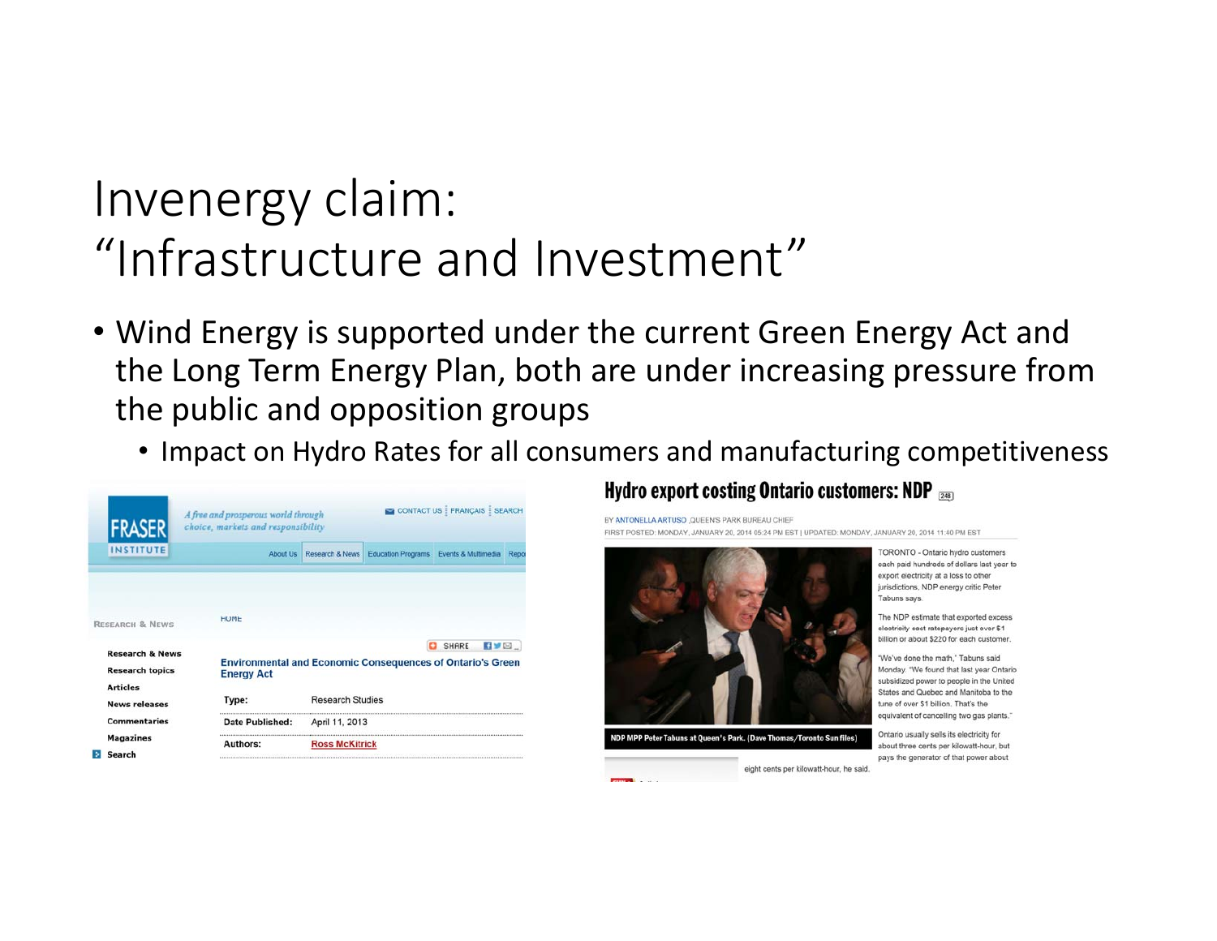# Invenergy claim:
# "Infrastructure and Investment"

- Wind Energy is supported under the current Green Energy Act and the Long Term Energy Plan, both are under increasing pressure from the public and opposition groups
  - Impact on Hydro Rates for all consumers and manufacturing competitiveness

FRASER INSTITUTE

*A free and prosperous world through choice, markets and responsibility*

CONTACT US | FRANÇAIS | SEARCH

About Us | Research & News | Education Programs | Events & Multimedia | Repo

RESEARCH & NEWS

- Research & News
- Research topics
- Articles
- News releases
- Commentaries
- Magazines
- Search

HOME

SHARE

**Environmental and Economic Consequences of Ontario's Green Energy Act**

| | |
|---|---|
| Type: | Research Studies |
| Date Published: | April 11, 2013 |
| Authors: | Ross McKitrick |

## Hydro export costing Ontario customers: NDP

BY ANTONELLA ARTUSO ,QUEEN'S PARK BUREAU CHIEF

FIRST POSTED: MONDAY, JANUARY 20, 2014 05:24 PM EST | UPDATED: MONDAY, JANUARY 20, 2014 11:40 PM EST

NDP MPP Peter Tabuns at Queen's Park. (Dave Thomas/Toronto Sun files)

TORONTO - Ontario hydro customers each paid hundreds of dollars last year to export electricity at a loss to other jurisdictions, NDP energy critic Peter Tabuns says.

The NDP estimate that exported excess electricity cost ratepayers just over $1 billion or about $220 for each customer.

"We've done the math," Tabuns said Monday. "We found that last year Ontario subsidized power to people in the United States and Quebec and Manitoba to the tune of over $1 billion. That's the equivalent of cancelling two gas plants."

Ontario usually sells its electricity for about three cents per kilowatt-hour, but pays the generator of that power about eight cents per kilowatt-hour, he said.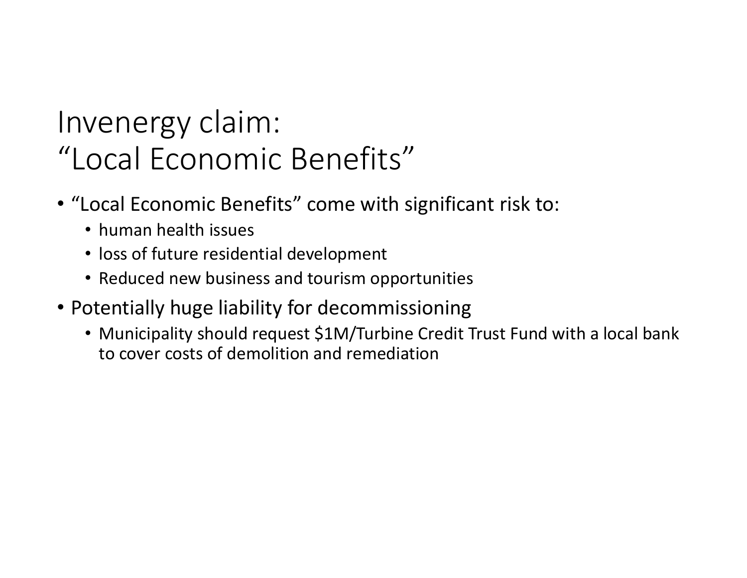# Invenergy claim:
# “Local Economic Benefits”

- “Local Economic Benefits” come with significant risk to:
  - human health issues
  - loss of future residential development
  - Reduced new business and tourism opportunities
- Potentially huge liability for decommissioning
  - Municipality should request $1M/Turbine Credit Trust Fund with a local bank to cover costs of demolition and remediation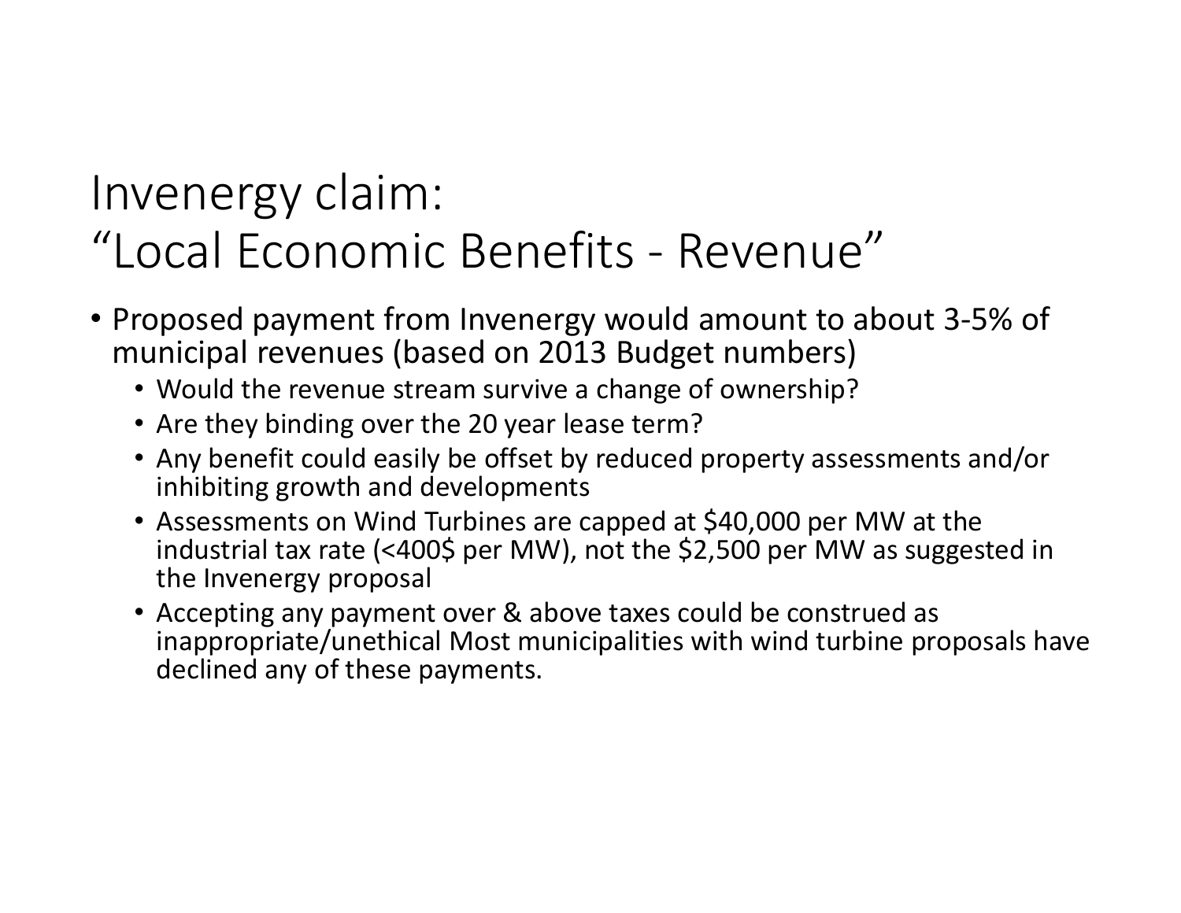# Invenergy claim:
# “Local Economic Benefits - Revenue”

- Proposed payment from Invenergy would amount to about 3-5% of municipal revenues (based on 2013 Budget numbers)
  - Would the revenue stream survive a change of ownership?
  - Are they binding over the 20 year lease term?
  - Any benefit could easily be offset by reduced property assessments and/or inhibiting growth and developments
  - Assessments on Wind Turbines are capped at $40,000 per MW at the industrial tax rate (<400$ per MW), not the $2,500 per MW as suggested in the Invenergy proposal
  - Accepting any payment over & above taxes could be construed as inappropriate/unethical Most municipalities with wind turbine proposals have declined any of these payments.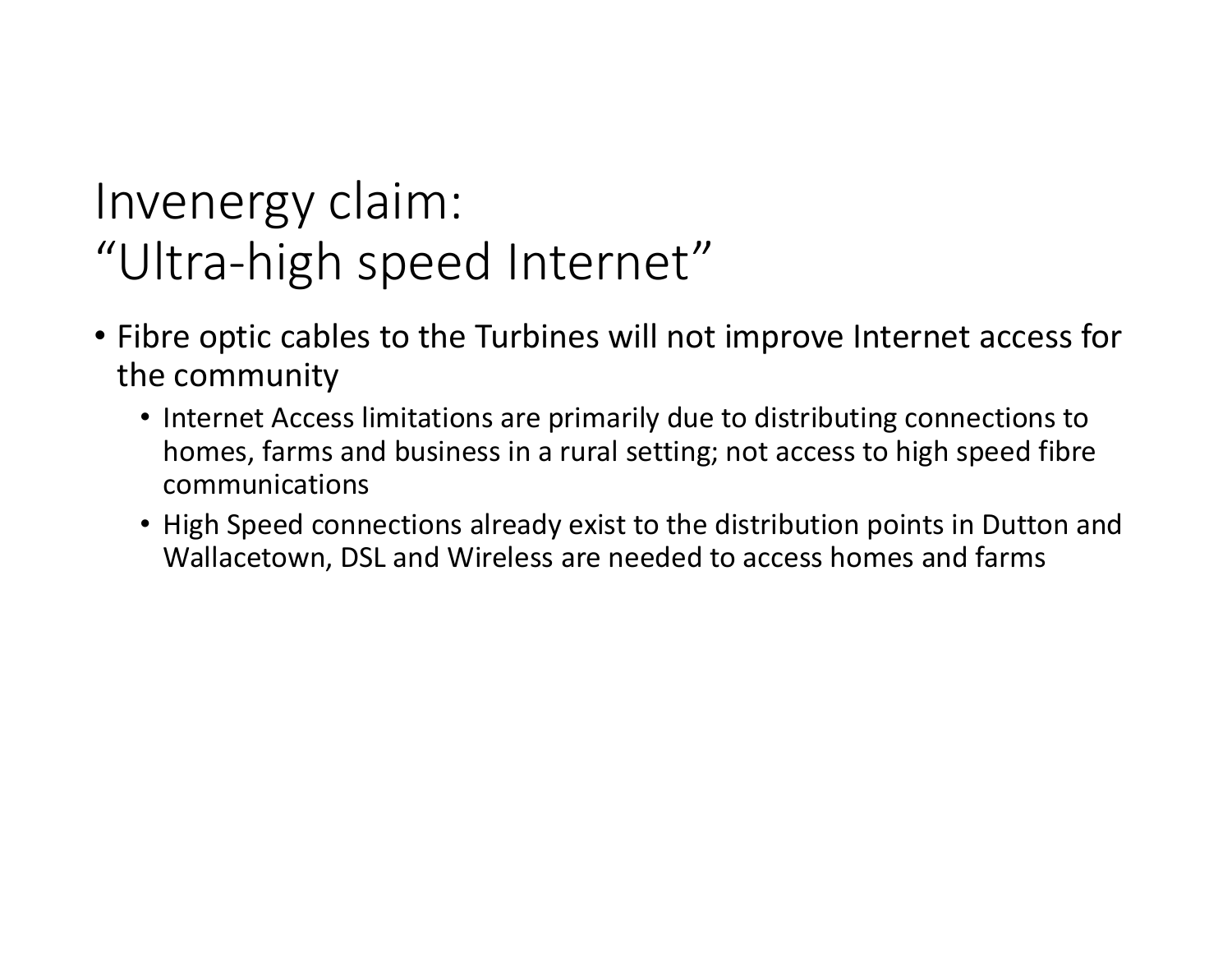# Invenergy claim:
# "Ultra-high speed Internet"

- Fibre optic cables to the Turbines will not improve Internet access for the community
  - Internet Access limitations are primarily due to distributing connections to homes, farms and business in a rural setting; not access to high speed fibre communications
  - High Speed connections already exist to the distribution points in Dutton and Wallacetown, DSL and Wireless are needed to access homes and farms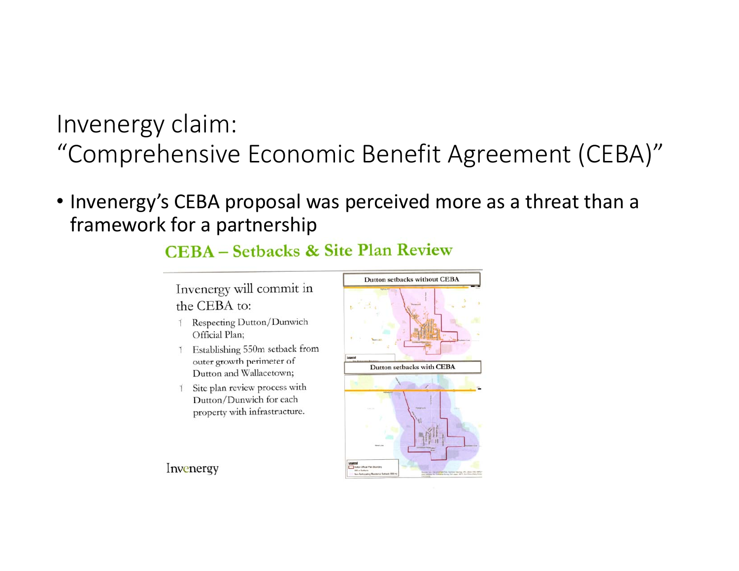# Invenergy claim:
# "Comprehensive Economic Benefit Agreement (CEBA)"

- Invenergy's CEBA proposal was perceived more as a threat than a framework for a partnership

## CEBA – Setbacks & Site Plan Review

Invenergy will commit in the CEBA to:

- Respecting Dutton/Dunwich Official Plan;
- Establishing 550m setback from outer growth perimeter of Dutton and Wallacetown;
- Site plan review process with Dutton/Dunwich for each property with infrastructure.

Dutton setbacks without CEBA

Dutton setbacks with CEBA

Invenergy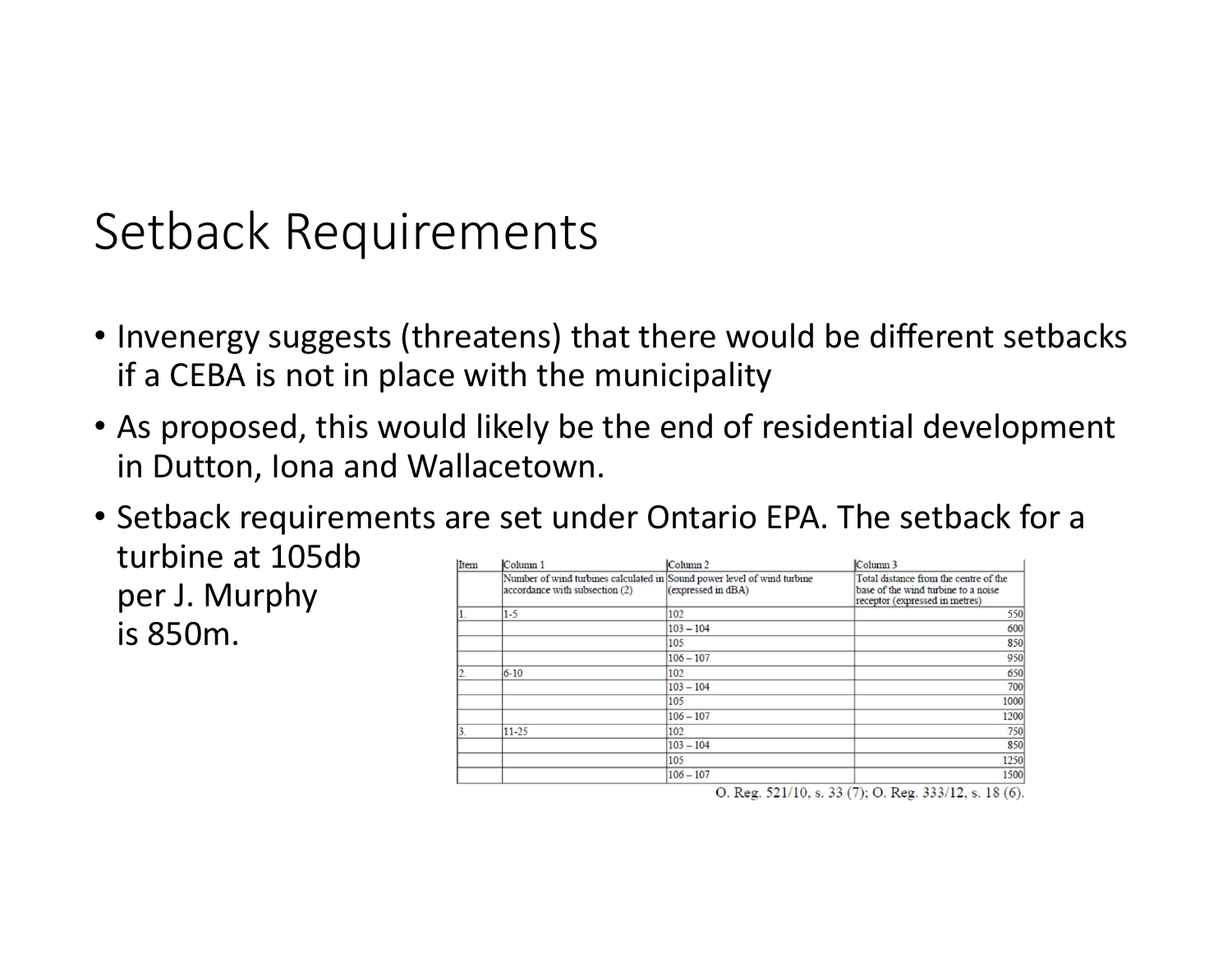# Setback Requirements

- Invenergy suggests (threatens) that there would be different setbacks if a CEBA is not in place with the municipality
- As proposed, this would likely be the end of residential development in Dutton, Iona and Wallacetown.
- Setback requirements are set under Ontario EPA. The setback for a turbine at 105db per J. Murphy is 850m.

| Item | Column 1 | Column 2 | Column 3 |
|---|---|---|---|
| | Number of wind turbines calculated in accordance with subsection (2) | Sound power level of wind turbine (expressed in dBA) | Total distance from the centre of the base of the wind turbine to a noise receptor (expressed in metres) |
| 1. | 1-5 | 102 | 550 |
| | | 103 – 104 | 600 |
| | | 105 | 850 |
| | | 106 – 107 | 950 |
| 2. | 6-10 | 102 | 650 |
| | | 103 – 104 | 700 |
| | | 105 | 1000 |
| | | 106 – 107 | 1200 |
| 3. | 11-25 | 102 | 750 |
| | | 103 – 104 | 850 |
| | | 105 | 1250 |
| | | 106 – 107 | 1500 |

O. Reg. 521/10, s. 33 (7); O. Reg. 333/12, s. 18 (6).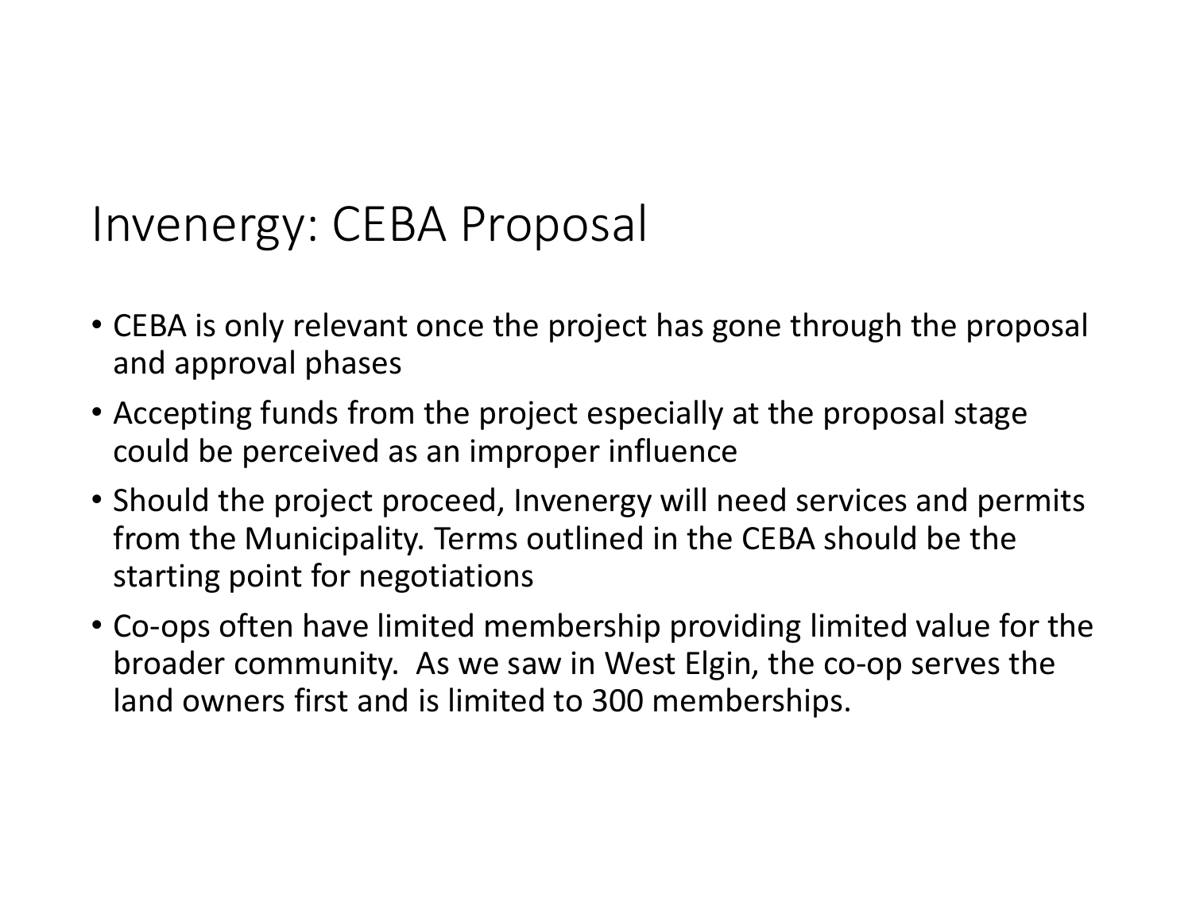# Invenergy: CEBA Proposal

- CEBA is only relevant once the project has gone through the proposal and approval phases
- Accepting funds from the project especially at the proposal stage could be perceived as an improper influence
- Should the project proceed, Invenergy will need services and permits from the Municipality. Terms outlined in the CEBA should be the starting point for negotiations
- Co-ops often have limited membership providing limited value for the broader community. As we saw in West Elgin, the co-op serves the land owners first and is limited to 300 memberships.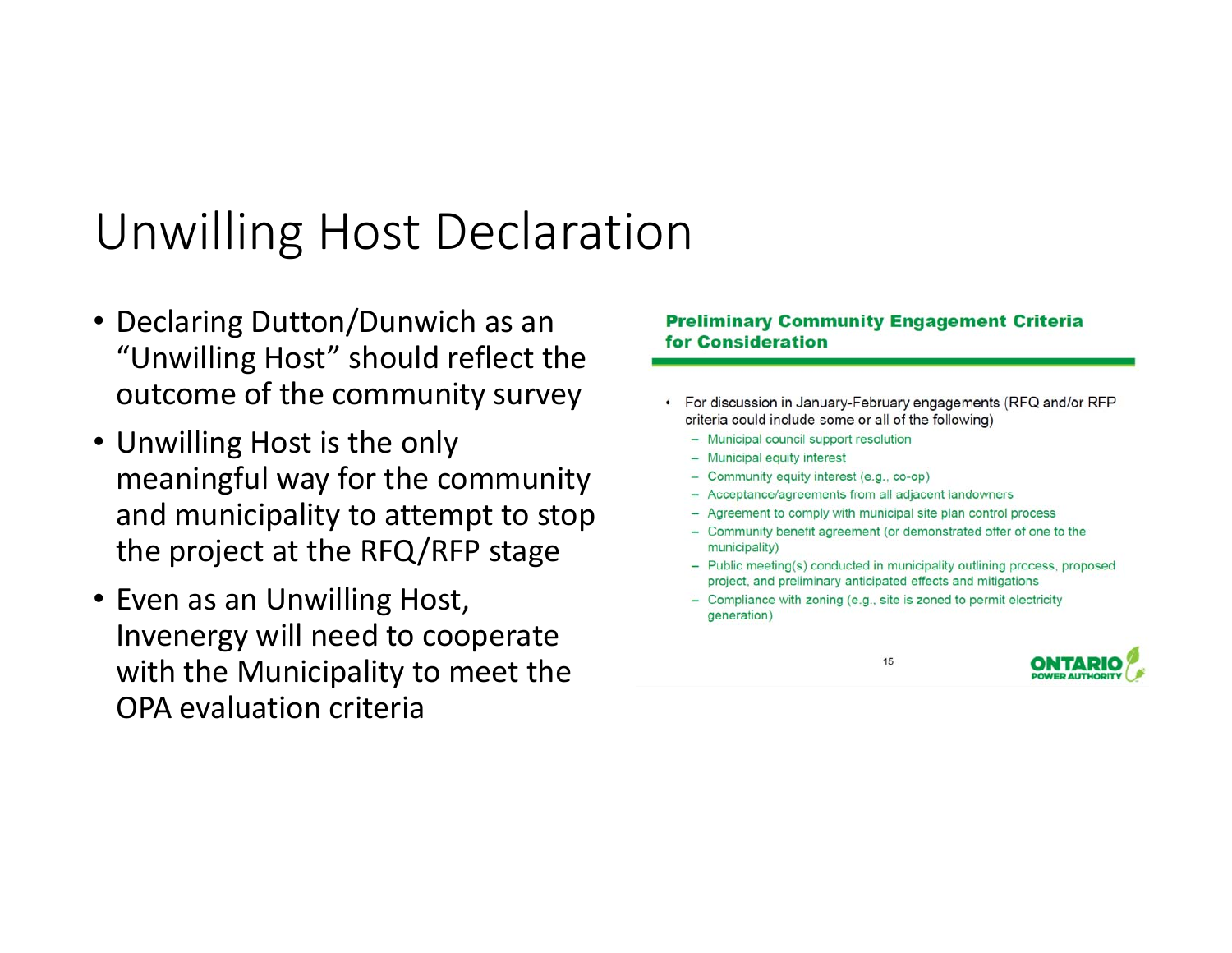# Unwilling Host Declaration

- Declaring Dutton/Dunwich as an "Unwilling Host" should reflect the outcome of the community survey
- Unwilling Host is the only meaningful way for the community and municipality to attempt to stop the project at the RFQ/RFP stage
- Even as an Unwilling Host, Invenergy will need to cooperate with the Municipality to meet the OPA evaluation criteria

**Preliminary Community Engagement Criteria for Consideration**

- For discussion in January-February engagements (RFQ and/or RFP criteria could include some or all of the following)
  - Municipal council support resolution
  - Municipal equity interest
  - Community equity interest (e.g., co-op)
  - Acceptance/agreements from all adjacent landowners
  - Agreement to comply with municipal site plan control process
  - Community benefit agreement (or demonstrated offer of one to the municipality)
  - Public meeting(s) conducted in municipality outlining process, proposed project, and preliminary anticipated effects and mitigations
  - Compliance with zoning (e.g., site is zoned to permit electricity generation)

15

ONTARIO POWER AUTHORITY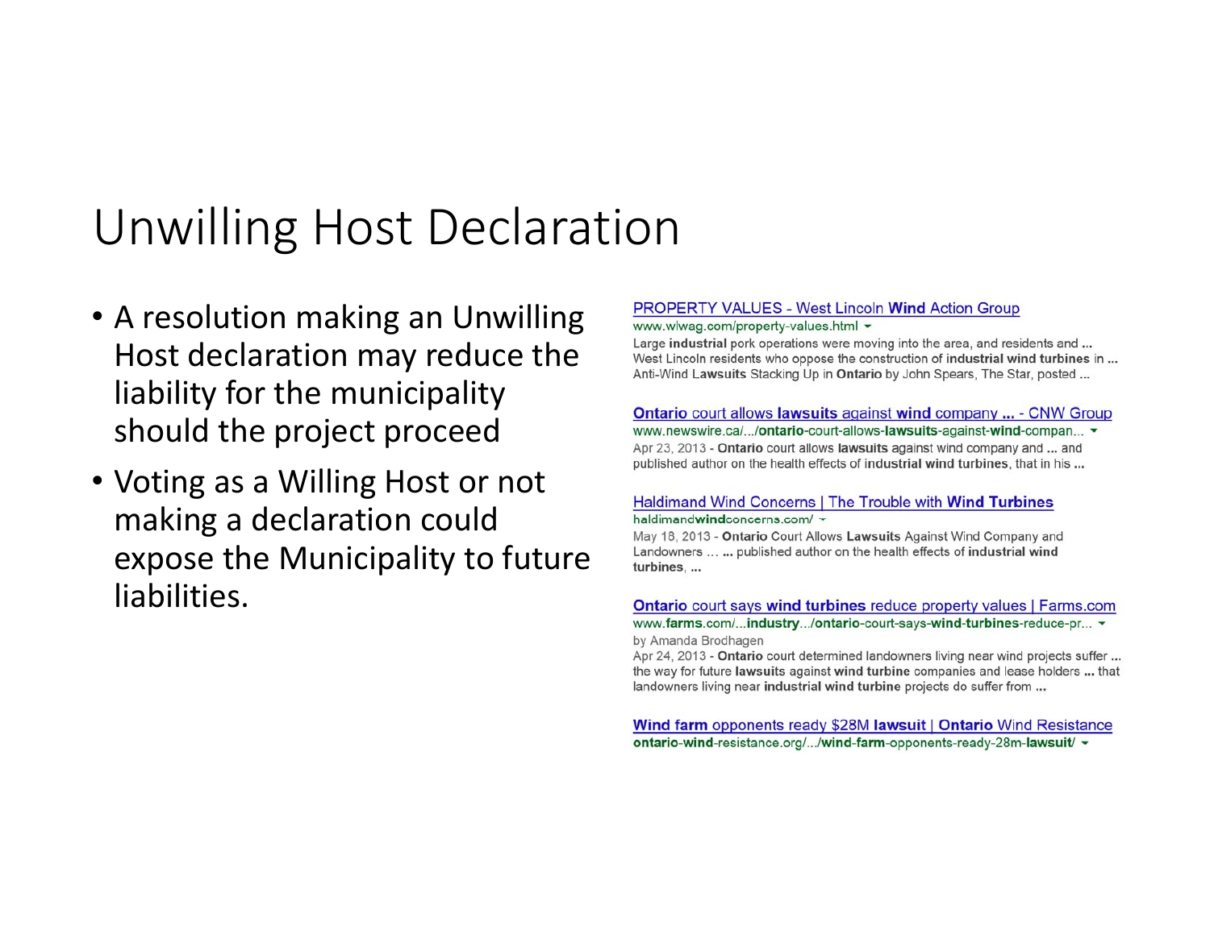# Unwilling Host Declaration

- A resolution making an Unwilling Host declaration may reduce the liability for the municipality should the project proceed
- Voting as a Willing Host or not making a declaration could expose the Municipality to future liabilities.

PROPERTY VALUES - West Lincoln **Wind** Action Group
www.wlwag.com/property-values.html
Large **industrial** pork operations were moving into the area, and residents and ... West Lincoln residents who oppose the construction of **industrial wind turbines** in ... Anti-Wind **Lawsuits** Stacking Up in **Ontario** by John Spears, The Star, posted ...

**Ontario** court allows **lawsuits** against **wind** company **...** - CNW Group
www.newswire.ca/.../**ontario**-court-allows-**lawsuits**-against-**wind**-compan...
Apr 23, 2013 - **Ontario** court allows **lawsuits** against wind company and **...** and published author on the health effects of **industrial wind turbines**, that in his **...**

Haldimand Wind Concerns | The Trouble with **Wind Turbines**
haldimand**wind**concerns.com/
May 18, 2013 - **Ontario** Court Allows **Lawsuits** Against Wind Company and Landowners … **...** published author on the health effects of **industrial wind turbines**, **...**

**Ontario** court says **wind turbines** reduce property values | Farms.com
www.**farms**.com/...**industry**.../**ontario**-court-says-**wind**-**turbines**-reduce-pr...
by Amanda Brodhagen
Apr 24, 2013 - **Ontario** court determined landowners living near wind projects suffer **...** the way for future **lawsuits** against **wind turbine** companies and lease holders **...** that landowners living near **industrial wind turbine** projects do suffer from **...**

**Wind farm** opponents ready $28M **lawsuit** | **Ontario** Wind Resistance
**ontario**-**wind**-resistance.org/.../**wind**-**farm**-opponents-ready-28m-**lawsuit**/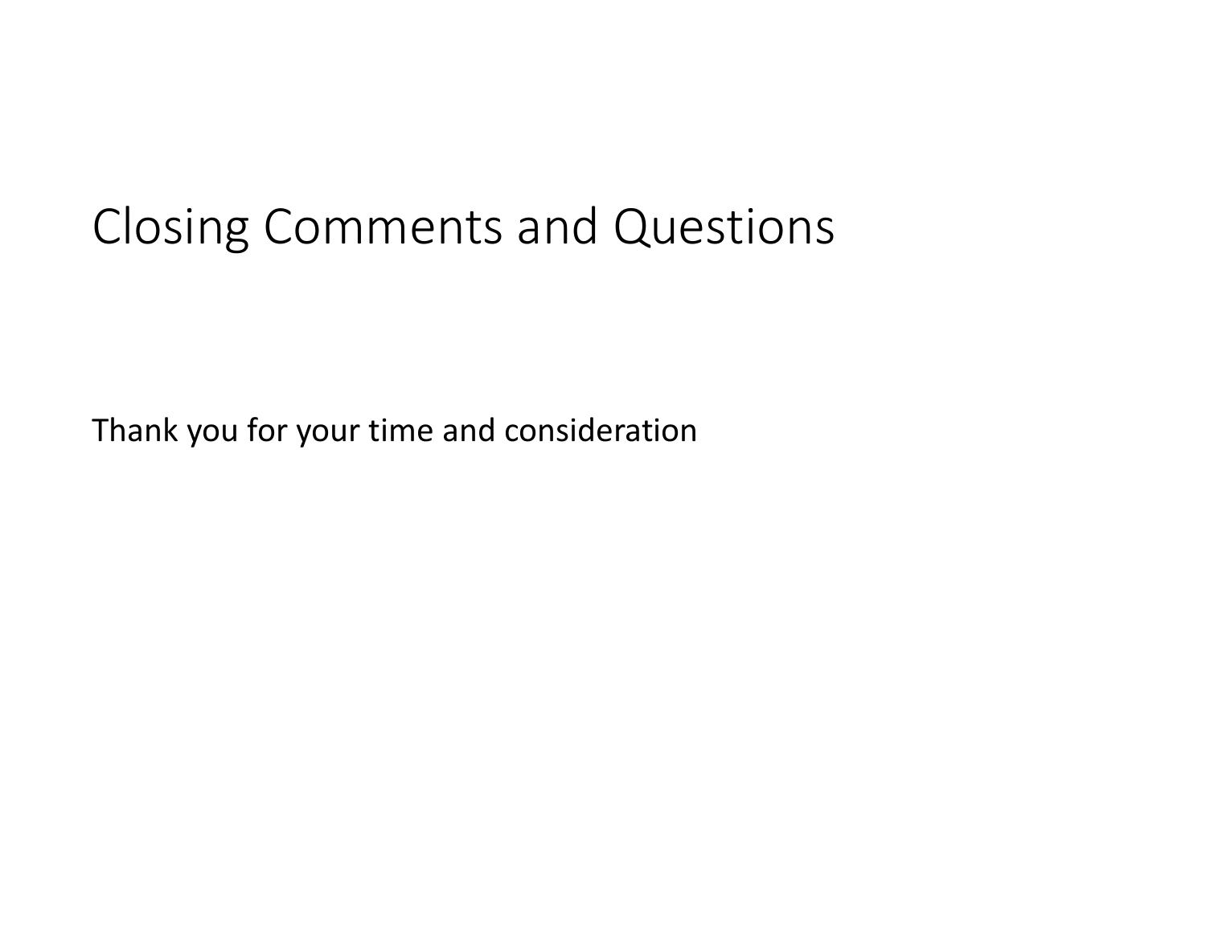# Closing Comments and Questions

Thank you for your time and consideration